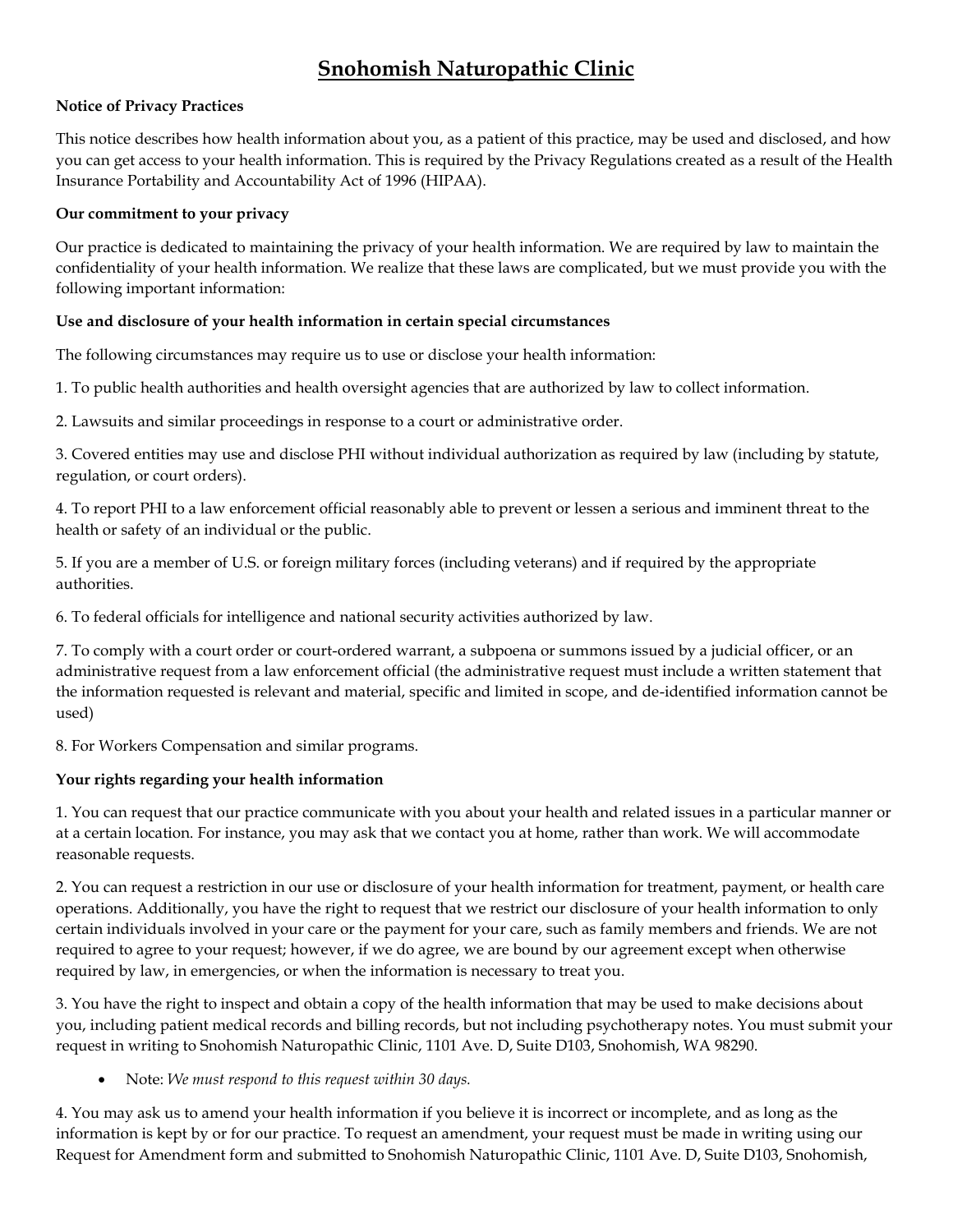# Snohomish Naturopathic Clinic

**Notice of Privacy Practices**

This notice describes how health information about you, as a patient of this practice, may be used and disclosed, and how you can get access to your health information. This is required by the Privacy Regulations created as a result of the Health Insurance Portability and Accountability Act of 1996 (HIPAA).

**Our commitment to your privacy**

Our practice is dedicated to maintaining the privacy of your health information. We are required by law to maintain the confidentiality of your health information. We realize that these laws are complicated, but we must provide you with the following important information:

**Use and disclosure of your health information in certain special circumstances**

The following circumstances may require us to use or disclose your health information:

1. To public health authorities and health oversight agencies that are authorized by law to collect information.

2. Lawsuits and similar proceedings in response to a court or administrative order.

3. Covered entities may use and disclose PHI without individual authorization as required by law (including by statute, regulation, or court orders).

4. To report PHI to a law enforcement official reasonably able to prevent or lessen a serious and imminent threat to the health or safety of an individual or the public.

5. If you are a member of U.S. or foreign military forces (including veterans) and if required by the appropriate authorities.

6. To federal officials for intelligence and national security activities authorized by law.

7. To comply with a court order or court-ordered warrant, a subpoena or summons issued by a judicial officer, or an administrative request from a law enforcement official (the administrative request must include a written statement that the information requested is relevant and material, specific and limited in scope, and de-identified information cannot be used)

8. For Workers Compensation and similar programs.

**Your rights regarding your health information**

1. You can request that our practice communicate with you about your health and related issues in a particular manner or at a certain location. For instance, you may ask that we contact you at home, rather than work. We will accommodate reasonable requests.

2. You can request a restriction in our use or disclosure of your health information for treatment, payment, or health care operations. Additionally, you have the right to request that we restrict our disclosure of your health information to only certain individuals involved in your care or the payment for your care, such as family members and friends. We are not required to agree to your request; however, if we do agree, we are bound by our agreement except when otherwise required by law, in emergencies, or when the information is necessary to treat you.

3. You have the right to inspect and obtain a copy of the health information that may be used to make decisions about you, including patient medical records and billing records, but not including psychotherapy notes. You must submit your request in writing to Snohomish Naturopathic Clinic, 1101 Ave. D, Suite D103, Snohomish, WA 98290.

- Note: *We must respond to this request within 30 days.*

4. You may ask us to amend your health information if you believe it is incorrect or incomplete, and as long as the information is kept by or for our practice. To request an amendment, your request must be made in writing using our Request for Amendment form and submitted to Snohomish Naturopathic Clinic, 1101 Ave. D, Suite D103, Snohomish,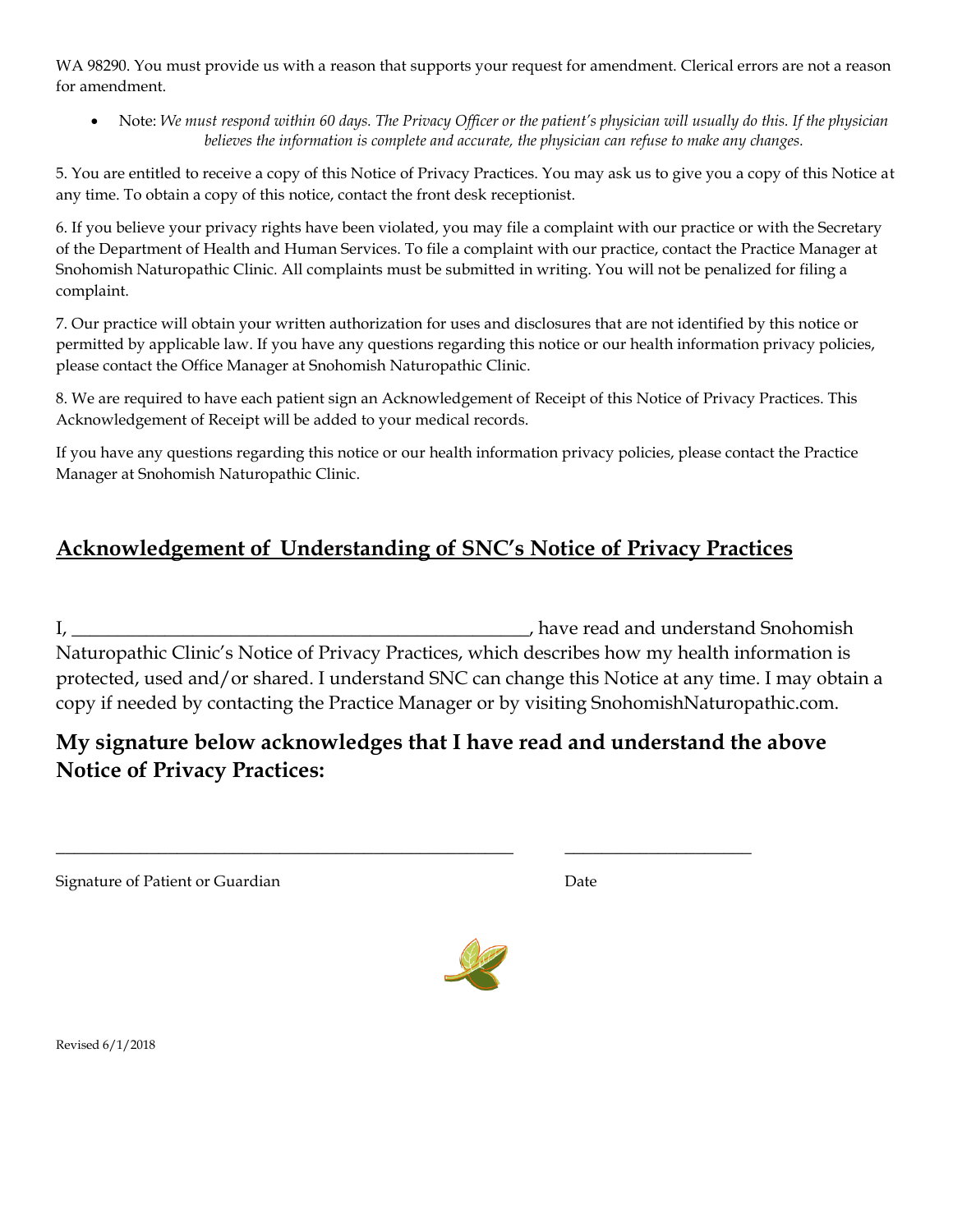WA 98290. You must provide us with a reason that supports your request for amendment. Clerical errors are not a reason for amendment.

- Note: *We must respond within 60 days. The Privacy Officer or the patient's physician will usually do this. If the physician believes the information is complete and accurate, the physician can refuse to make any changes.*

5. You are entitled to receive a copy of this Notice of Privacy Practices. You may ask us to give you a copy of this Notice at any time. To obtain a copy of this notice, contact the front desk receptionist.

6. If you believe your privacy rights have been violated, you may file a complaint with our practice or with the Secretary of the Department of Health and Human Services. To file a complaint with our practice, contact the Practice Manager at Snohomish Naturopathic Clinic. All complaints must be submitted in writing. You will not be penalized for filing a complaint.

7. Our practice will obtain your written authorization for uses and disclosures that are not identified by this notice or permitted by applicable law. If you have any questions regarding this notice or our health information privacy policies, please contact the Office Manager at Snohomish Naturopathic Clinic.

8. We are required to have each patient sign an Acknowledgement of Receipt of this Notice of Privacy Practices. This Acknowledgement of Receipt will be added to your medical records.

If you have any questions regarding this notice or our health information privacy policies, please contact the Practice Manager at Snohomish Naturopathic Clinic.

## Acknowledgement of Understanding of SNC's Notice of Privacy Practices

I, ___________________________________________________, have read and understand Snohomish Naturopathic Clinic's Notice of Privacy Practices, which describes how my health information is protected, used and/or shared. I understand SNC can change this Notice at any time. I may obtain a copy if needed by contacting the Practice Manager or by visiting SnohomishNaturopathic.com.

### My signature below acknowledges that I have read and understand the above Notice of Privacy Practices:

_______________________________________________________ ______________________

Signature of Patient or Guardian Date

Revised 6/1/2018